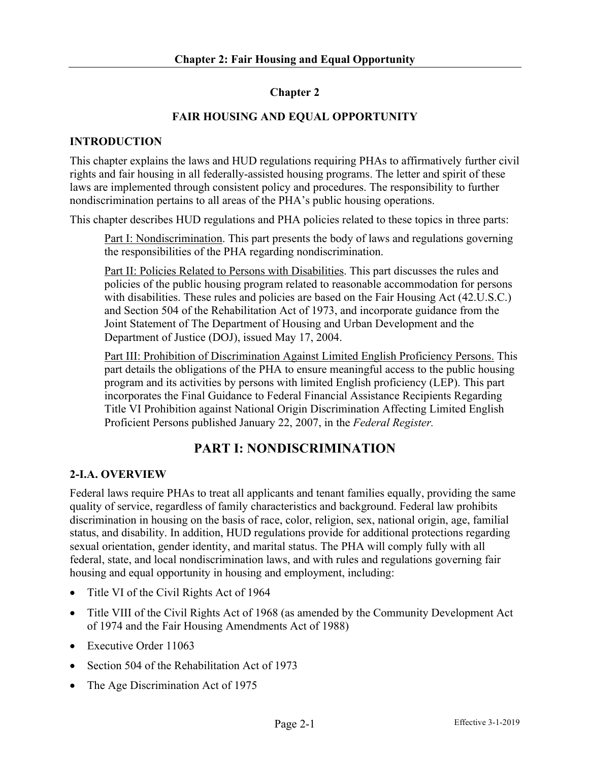# Chapter 2

## FAIR HOUSING AND EQUAL OPPORTUNITY

### INTRODUCTION

This chapter explains the laws and HUD regulations requiring PHAs to affirmatively further civil rights and fair housing in all federally-assisted housing programs. The letter and spirit of these laws are implemented through consistent policy and procedures. The responsibility to further nondiscrimination pertains to all areas of the PHA's public housing operations.

This chapter describes HUD regulations and PHA policies related to these topics in three parts:

> Part I: Nondiscrimination. This part presents the body of laws and regulations governing the responsibilities of the PHA regarding nondiscrimination.
>
> Part II: Policies Related to Persons with Disabilities. This part discusses the rules and policies of the public housing program related to reasonable accommodation for persons with disabilities. These rules and policies are based on the Fair Housing Act (42.U.S.C.) and Section 504 of the Rehabilitation Act of 1973, and incorporate guidance from the Joint Statement of The Department of Housing and Urban Development and the Department of Justice (DOJ), issued May 17, 2004.
>
> Part III: Prohibition of Discrimination Against Limited English Proficiency Persons. This part details the obligations of the PHA to ensure meaningful access to the public housing program and its activities by persons with limited English proficiency (LEP). This part incorporates the Final Guidance to Federal Financial Assistance Recipients Regarding Title VI Prohibition against National Origin Discrimination Affecting Limited English Proficient Persons published January 22, 2007, in the *Federal Register.*

## PART I: NONDISCRIMINATION

### 2-I.A. OVERVIEW

Federal laws require PHAs to treat all applicants and tenant families equally, providing the same quality of service, regardless of family characteristics and background. Federal law prohibits discrimination in housing on the basis of race, color, religion, sex, national origin, age, familial status, and disability. In addition, HUD regulations provide for additional protections regarding sexual orientation, gender identity, and marital status. The PHA will comply fully with all federal, state, and local nondiscrimination laws, and with rules and regulations governing fair housing and equal opportunity in housing and employment, including:

- Title VI of the Civil Rights Act of 1964
- Title VIII of the Civil Rights Act of 1968 (as amended by the Community Development Act of 1974 and the Fair Housing Amendments Act of 1988)
- Executive Order 11063
- Section 504 of the Rehabilitation Act of 1973
- The Age Discrimination Act of 1975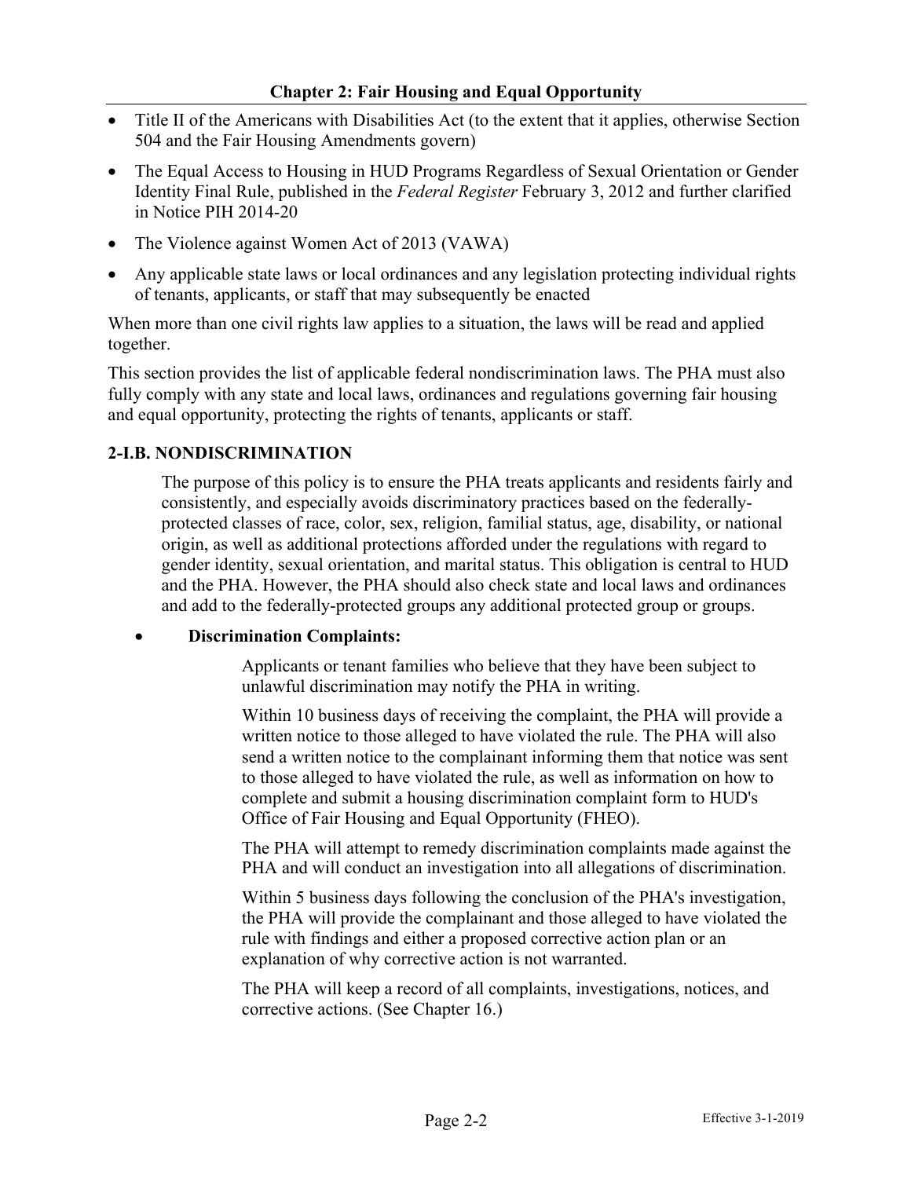- Title II of the Americans with Disabilities Act (to the extent that it applies, otherwise Section 504 and the Fair Housing Amendments govern)
- The Equal Access to Housing in HUD Programs Regardless of Sexual Orientation or Gender Identity Final Rule, published in the *Federal Register* February 3, 2012 and further clarified in Notice PIH 2014-20
- The Violence against Women Act of 2013 (VAWA)
- Any applicable state laws or local ordinances and any legislation protecting individual rights of tenants, applicants, or staff that may subsequently be enacted

When more than one civil rights law applies to a situation, the laws will be read and applied together.

This section provides the list of applicable federal nondiscrimination laws. The PHA must also fully comply with any state and local laws, ordinances and regulations governing fair housing and equal opportunity, protecting the rights of tenants, applicants or staff.

## 2-I.B. NONDISCRIMINATION

The purpose of this policy is to ensure the PHA treats applicants and residents fairly and consistently, and especially avoids discriminatory practices based on the federally-protected classes of race, color, sex, religion, familial status, age, disability, or national origin, as well as additional protections afforded under the regulations with regard to gender identity, sexual orientation, and marital status. This obligation is central to HUD and the PHA. However, the PHA should also check state and local laws and ordinances and add to the federally-protected groups any additional protected group or groups.

- **Discrimination Complaints:**

  Applicants or tenant families who believe that they have been subject to unlawful discrimination may notify the PHA in writing.

  Within 10 business days of receiving the complaint, the PHA will provide a written notice to those alleged to have violated the rule. The PHA will also send a written notice to the complainant informing them that notice was sent to those alleged to have violated the rule, as well as information on how to complete and submit a housing discrimination complaint form to HUD's Office of Fair Housing and Equal Opportunity (FHEO).

  The PHA will attempt to remedy discrimination complaints made against the PHA and will conduct an investigation into all allegations of discrimination.

  Within 5 business days following the conclusion of the PHA's investigation, the PHA will provide the complainant and those alleged to have violated the rule with findings and either a proposed corrective action plan or an explanation of why corrective action is not warranted.

  The PHA will keep a record of all complaints, investigations, notices, and corrective actions. (See Chapter 16.)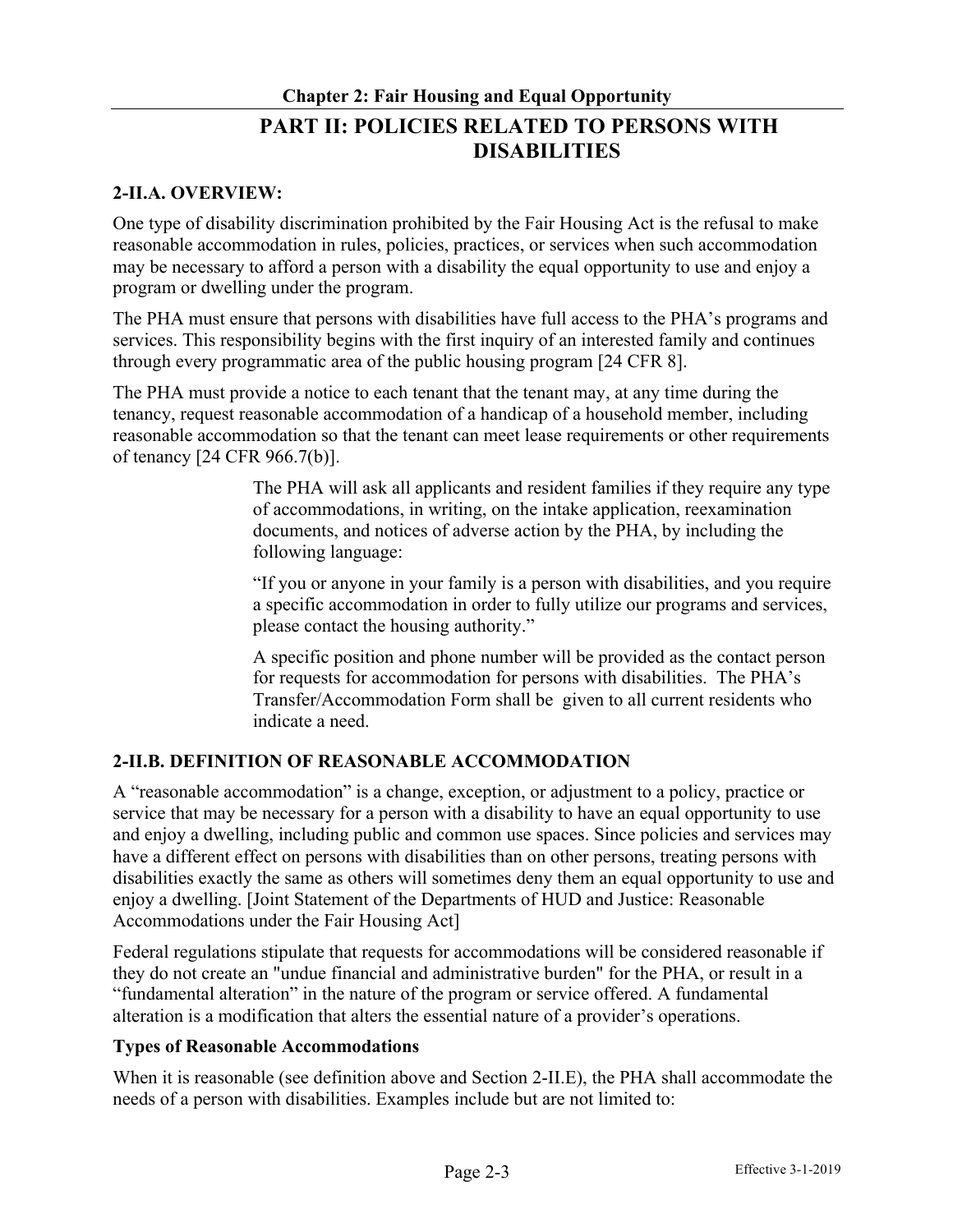## PART II: POLICIES RELATED TO PERSONS WITH DISABILITIES

### 2-II.A. OVERVIEW:

One type of disability discrimination prohibited by the Fair Housing Act is the refusal to make reasonable accommodation in rules, policies, practices, or services when such accommodation may be necessary to afford a person with a disability the equal opportunity to use and enjoy a program or dwelling under the program.

The PHA must ensure that persons with disabilities have full access to the PHA's programs and services. This responsibility begins with the first inquiry of an interested family and continues through every programmatic area of the public housing program [24 CFR 8].

The PHA must provide a notice to each tenant that the tenant may, at any time during the tenancy, request reasonable accommodation of a handicap of a household member, including reasonable accommodation so that the tenant can meet lease requirements or other requirements of tenancy [24 CFR 966.7(b)].

> The PHA will ask all applicants and resident families if they require any type of accommodations, in writing, on the intake application, reexamination documents, and notices of adverse action by the PHA, by including the following language:
>
> "If you or anyone in your family is a person with disabilities, and you require a specific accommodation in order to fully utilize our programs and services, please contact the housing authority."
>
> A specific position and phone number will be provided as the contact person for requests for accommodation for persons with disabilities. The PHA's Transfer/Accommodation Form shall be given to all current residents who indicate a need.

### 2-II.B. DEFINITION OF REASONABLE ACCOMMODATION

A "reasonable accommodation" is a change, exception, or adjustment to a policy, practice or service that may be necessary for a person with a disability to have an equal opportunity to use and enjoy a dwelling, including public and common use spaces. Since policies and services may have a different effect on persons with disabilities than on other persons, treating persons with disabilities exactly the same as others will sometimes deny them an equal opportunity to use and enjoy a dwelling. [Joint Statement of the Departments of HUD and Justice: Reasonable Accommodations under the Fair Housing Act]

Federal regulations stipulate that requests for accommodations will be considered reasonable if they do not create an "undue financial and administrative burden" for the PHA, or result in a "fundamental alteration" in the nature of the program or service offered. A fundamental alteration is a modification that alters the essential nature of a provider's operations.

**Types of Reasonable Accommodations**

When it is reasonable (see definition above and Section 2-II.E), the PHA shall accommodate the needs of a person with disabilities. Examples include but are not limited to: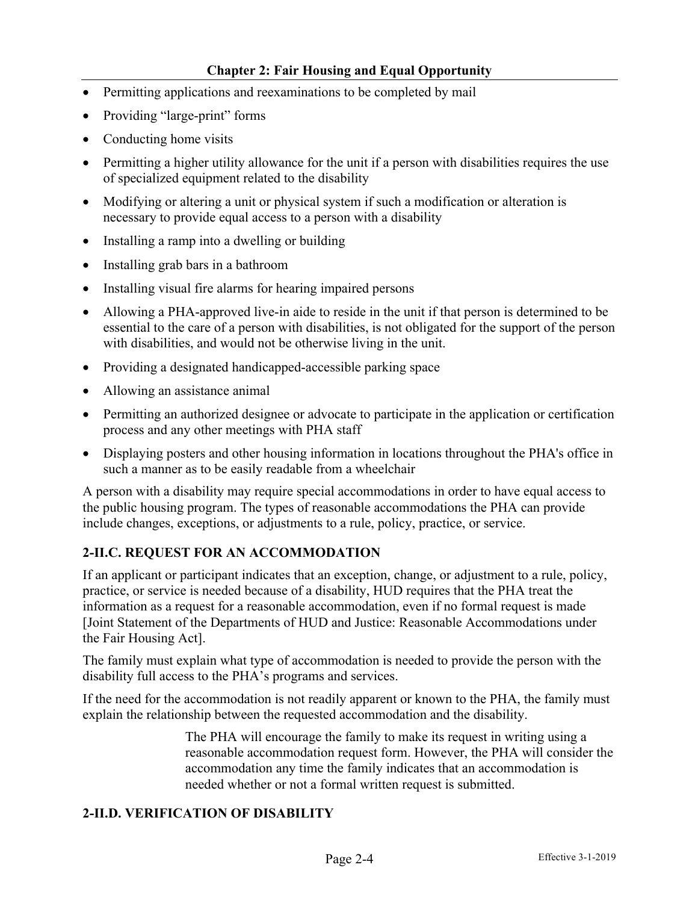- Permitting applications and reexaminations to be completed by mail
- Providing “large-print” forms
- Conducting home visits
- Permitting a higher utility allowance for the unit if a person with disabilities requires the use of specialized equipment related to the disability
- Modifying or altering a unit or physical system if such a modification or alteration is necessary to provide equal access to a person with a disability
- Installing a ramp into a dwelling or building
- Installing grab bars in a bathroom
- Installing visual fire alarms for hearing impaired persons
- Allowing a PHA-approved live-in aide to reside in the unit if that person is determined to be essential to the care of a person with disabilities, is not obligated for the support of the person with disabilities, and would not be otherwise living in the unit.
- Providing a designated handicapped-accessible parking space
- Allowing an assistance animal
- Permitting an authorized designee or advocate to participate in the application or certification process and any other meetings with PHA staff
- Displaying posters and other housing information in locations throughout the PHA's office in such a manner as to be easily readable from a wheelchair

A person with a disability may require special accommodations in order to have equal access to the public housing program. The types of reasonable accommodations the PHA can provide include changes, exceptions, or adjustments to a rule, policy, practice, or service.

## 2-II.C. REQUEST FOR AN ACCOMMODATION

If an applicant or participant indicates that an exception, change, or adjustment to a rule, policy, practice, or service is needed because of a disability, HUD requires that the PHA treat the information as a request for a reasonable accommodation, even if no formal request is made [Joint Statement of the Departments of HUD and Justice: Reasonable Accommodations under the Fair Housing Act].

The family must explain what type of accommodation is needed to provide the person with the disability full access to the PHA’s programs and services.

If the need for the accommodation is not readily apparent or known to the PHA, the family must explain the relationship between the requested accommodation and the disability.

> The PHA will encourage the family to make its request in writing using a reasonable accommodation request form. However, the PHA will consider the accommodation any time the family indicates that an accommodation is needed whether or not a formal written request is submitted.

## 2-II.D. VERIFICATION OF DISABILITY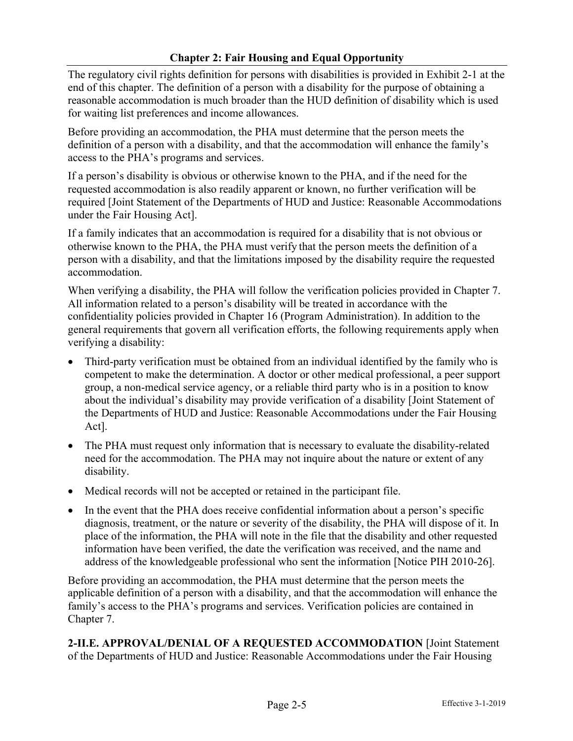The regulatory civil rights definition for persons with disabilities is provided in Exhibit 2-1 at the end of this chapter. The definition of a person with a disability for the purpose of obtaining a reasonable accommodation is much broader than the HUD definition of disability which is used for waiting list preferences and income allowances.

Before providing an accommodation, the PHA must determine that the person meets the definition of a person with a disability, and that the accommodation will enhance the family's access to the PHA's programs and services.

If a person's disability is obvious or otherwise known to the PHA, and if the need for the requested accommodation is also readily apparent or known, no further verification will be required [Joint Statement of the Departments of HUD and Justice: Reasonable Accommodations under the Fair Housing Act].

If a family indicates that an accommodation is required for a disability that is not obvious or otherwise known to the PHA, the PHA must verify that the person meets the definition of a person with a disability, and that the limitations imposed by the disability require the requested accommodation.

When verifying a disability, the PHA will follow the verification policies provided in Chapter 7. All information related to a person's disability will be treated in accordance with the confidentiality policies provided in Chapter 16 (Program Administration). In addition to the general requirements that govern all verification efforts, the following requirements apply when verifying a disability:

- Third-party verification must be obtained from an individual identified by the family who is competent to make the determination. A doctor or other medical professional, a peer support group, a non-medical service agency, or a reliable third party who is in a position to know about the individual's disability may provide verification of a disability [Joint Statement of the Departments of HUD and Justice: Reasonable Accommodations under the Fair Housing Act].
- The PHA must request only information that is necessary to evaluate the disability-related need for the accommodation. The PHA may not inquire about the nature or extent of any disability.
- Medical records will not be accepted or retained in the participant file.
- In the event that the PHA does receive confidential information about a person's specific diagnosis, treatment, or the nature or severity of the disability, the PHA will dispose of it. In place of the information, the PHA will note in the file that the disability and other requested information have been verified, the date the verification was received, and the name and address of the knowledgeable professional who sent the information [Notice PIH 2010-26].

Before providing an accommodation, the PHA must determine that the person meets the applicable definition of a person with a disability, and that the accommodation will enhance the family's access to the PHA's programs and services. Verification policies are contained in Chapter 7.

**2-II.E. APPROVAL/DENIAL OF A REQUESTED ACCOMMODATION** [Joint Statement of the Departments of HUD and Justice: Reasonable Accommodations under the Fair Housing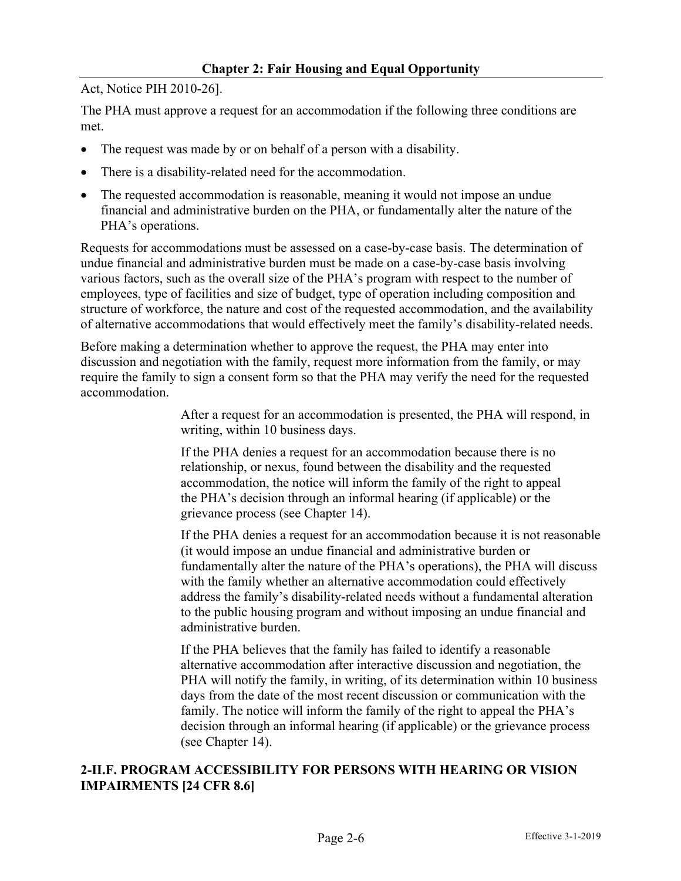Act, Notice PIH 2010-26].

The PHA must approve a request for an accommodation if the following three conditions are met.

- The request was made by or on behalf of a person with a disability.
- There is a disability-related need for the accommodation.
- The requested accommodation is reasonable, meaning it would not impose an undue financial and administrative burden on the PHA, or fundamentally alter the nature of the PHA's operations.

Requests for accommodations must be assessed on a case-by-case basis. The determination of undue financial and administrative burden must be made on a case-by-case basis involving various factors, such as the overall size of the PHA's program with respect to the number of employees, type of facilities and size of budget, type of operation including composition and structure of workforce, the nature and cost of the requested accommodation, and the availability of alternative accommodations that would effectively meet the family's disability-related needs.

Before making a determination whether to approve the request, the PHA may enter into discussion and negotiation with the family, request more information from the family, or may require the family to sign a consent form so that the PHA may verify the need for the requested accommodation.

> After a request for an accommodation is presented, the PHA will respond, in writing, within 10 business days.
>
> If the PHA denies a request for an accommodation because there is no relationship, or nexus, found between the disability and the requested accommodation, the notice will inform the family of the right to appeal the PHA's decision through an informal hearing (if applicable) or the grievance process (see Chapter 14).
>
> If the PHA denies a request for an accommodation because it is not reasonable (it would impose an undue financial and administrative burden or fundamentally alter the nature of the PHA's operations), the PHA will discuss with the family whether an alternative accommodation could effectively address the family's disability-related needs without a fundamental alteration to the public housing program and without imposing an undue financial and administrative burden.
>
> If the PHA believes that the family has failed to identify a reasonable alternative accommodation after interactive discussion and negotiation, the PHA will notify the family, in writing, of its determination within 10 business days from the date of the most recent discussion or communication with the family. The notice will inform the family of the right to appeal the PHA's decision through an informal hearing (if applicable) or the grievance process (see Chapter 14).

### 2-II.F. PROGRAM ACCESSIBILITY FOR PERSONS WITH HEARING OR VISION IMPAIRMENTS [24 CFR 8.6]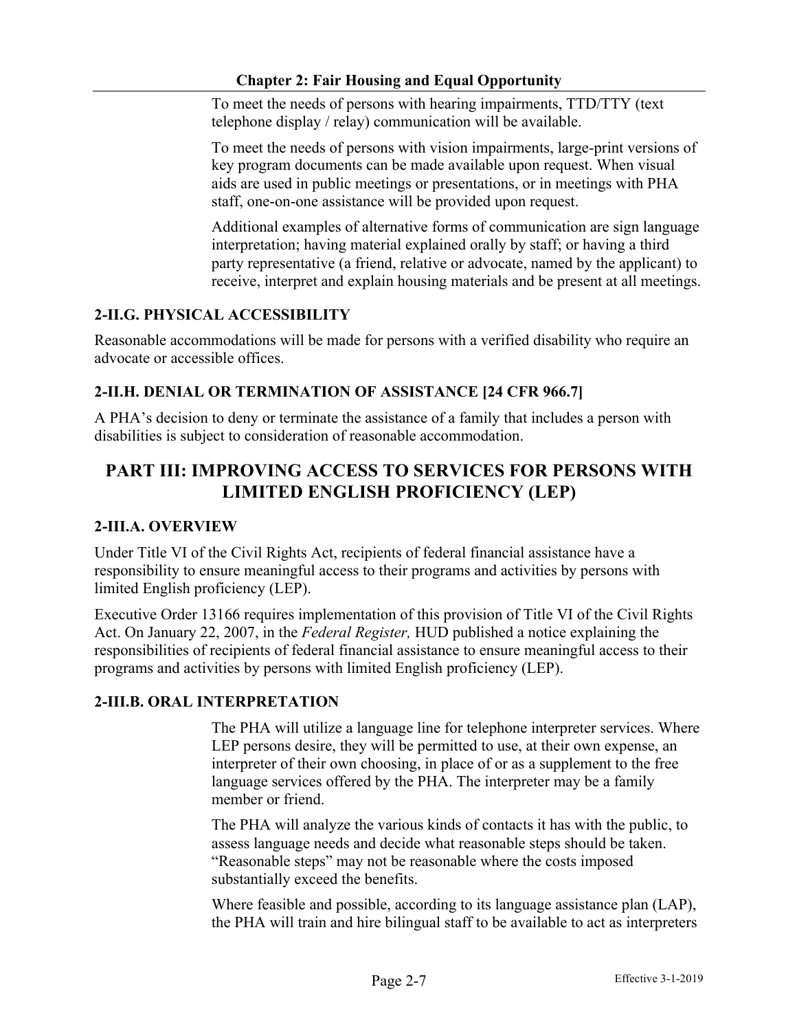To meet the needs of persons with hearing impairments, TTD/TTY (text telephone display / relay) communication will be available.

To meet the needs of persons with vision impairments, large-print versions of key program documents can be made available upon request. When visual aids are used in public meetings or presentations, or in meetings with PHA staff, one-on-one assistance will be provided upon request.

Additional examples of alternative forms of communication are sign language interpretation; having material explained orally by staff; or having a third party representative (a friend, relative or advocate, named by the applicant) to receive, interpret and explain housing materials and be present at all meetings.

### 2-II.G. PHYSICAL ACCESSIBILITY

Reasonable accommodations will be made for persons with a verified disability who require an advocate or accessible offices.

### 2-II.H. DENIAL OR TERMINATION OF ASSISTANCE [24 CFR 966.7]

A PHA's decision to deny or terminate the assistance of a family that includes a person with disabilities is subject to consideration of reasonable accommodation.

## PART III: IMPROVING ACCESS TO SERVICES FOR PERSONS WITH LIMITED ENGLISH PROFICIENCY (LEP)

### 2-III.A. OVERVIEW

Under Title VI of the Civil Rights Act, recipients of federal financial assistance have a responsibility to ensure meaningful access to their programs and activities by persons with limited English proficiency (LEP).

Executive Order 13166 requires implementation of this provision of Title VI of the Civil Rights Act. On January 22, 2007, in the *Federal Register,* HUD published a notice explaining the responsibilities of recipients of federal financial assistance to ensure meaningful access to their programs and activities by persons with limited English proficiency (LEP).

### 2-III.B. ORAL INTERPRETATION

The PHA will utilize a language line for telephone interpreter services. Where LEP persons desire, they will be permitted to use, at their own expense, an interpreter of their own choosing, in place of or as a supplement to the free language services offered by the PHA. The interpreter may be a family member or friend.

The PHA will analyze the various kinds of contacts it has with the public, to assess language needs and decide what reasonable steps should be taken. "Reasonable steps" may not be reasonable where the costs imposed substantially exceed the benefits.

Where feasible and possible, according to its language assistance plan (LAP), the PHA will train and hire bilingual staff to be available to act as interpreters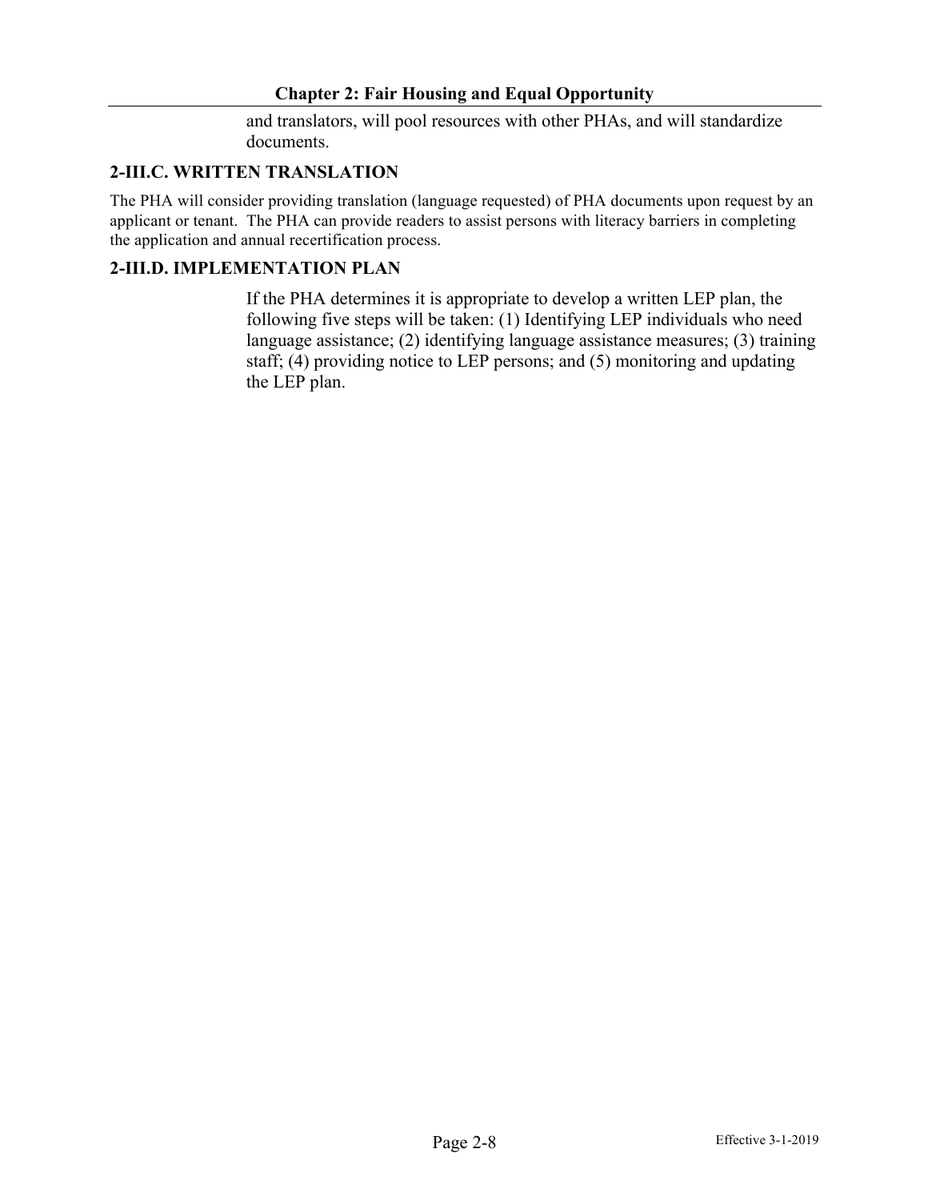and translators, will pool resources with other PHAs, and will standardize documents.

## 2-III.C. WRITTEN TRANSLATION

The PHA will consider providing translation (language requested) of PHA documents upon request by an applicant or tenant. The PHA can provide readers to assist persons with literacy barriers in completing the application and annual recertification process.

## 2-III.D. IMPLEMENTATION PLAN

If the PHA determines it is appropriate to develop a written LEP plan, the following five steps will be taken: (1) Identifying LEP individuals who need language assistance; (2) identifying language assistance measures; (3) training staff; (4) providing notice to LEP persons; and (5) monitoring and updating the LEP plan.